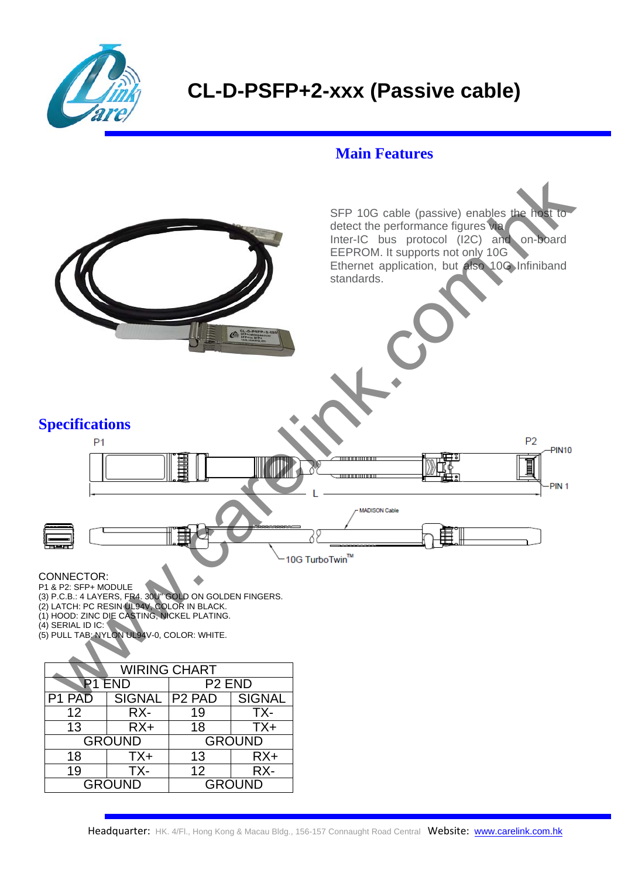# CL-D-PSFP+2-xxx (Passive cable)

## Main Features

SFP 10G cable (passive) enables the host to detect the performance figures via Inter-IC bus protocol (I2C) and on-board EEPROM. It supports not only 10G Ethernet application, but also 10G Infiniband standards.

## Specifications

P1 P2 PIN10 PIN 1 L MADISON Cable 10G TurboTwin™

CONNECTOR:
P1 & P2: SFP+ MODULE
(3) P.C.B.: 4 LAYERS, FR4. 30U" GOLD ON GOLDEN FINGERS.
(2) LATCH: PC RESIN UL94V, COLOR IN BLACK.
(1) HOOD: ZINC DIE CASTING, NICKEL PLATING.
(4) SERIAL ID IC:
(5) PULL TAB: NYLON UL94V-0, COLOR: WHITE.

| WIRING CHART | | | |
|---|---|---|---|
| P1 END | | P2 END | |
| P1 PAD | SIGNAL | P2 PAD | SIGNAL |
| 12 | RX- | 19 | TX- |
| 13 | RX+ | 18 | TX+ |
| GROUND | | GROUND | |
| 18 | TX+ | 13 | RX+ |
| 19 | TX- | 12 | RX- |
| GROUND | | GROUND | |

Headquarter: HK. 4/Fl., Hong Kong & Macau Bldg., 156-157 Connaught Road Central Website: www.carelink.com.hk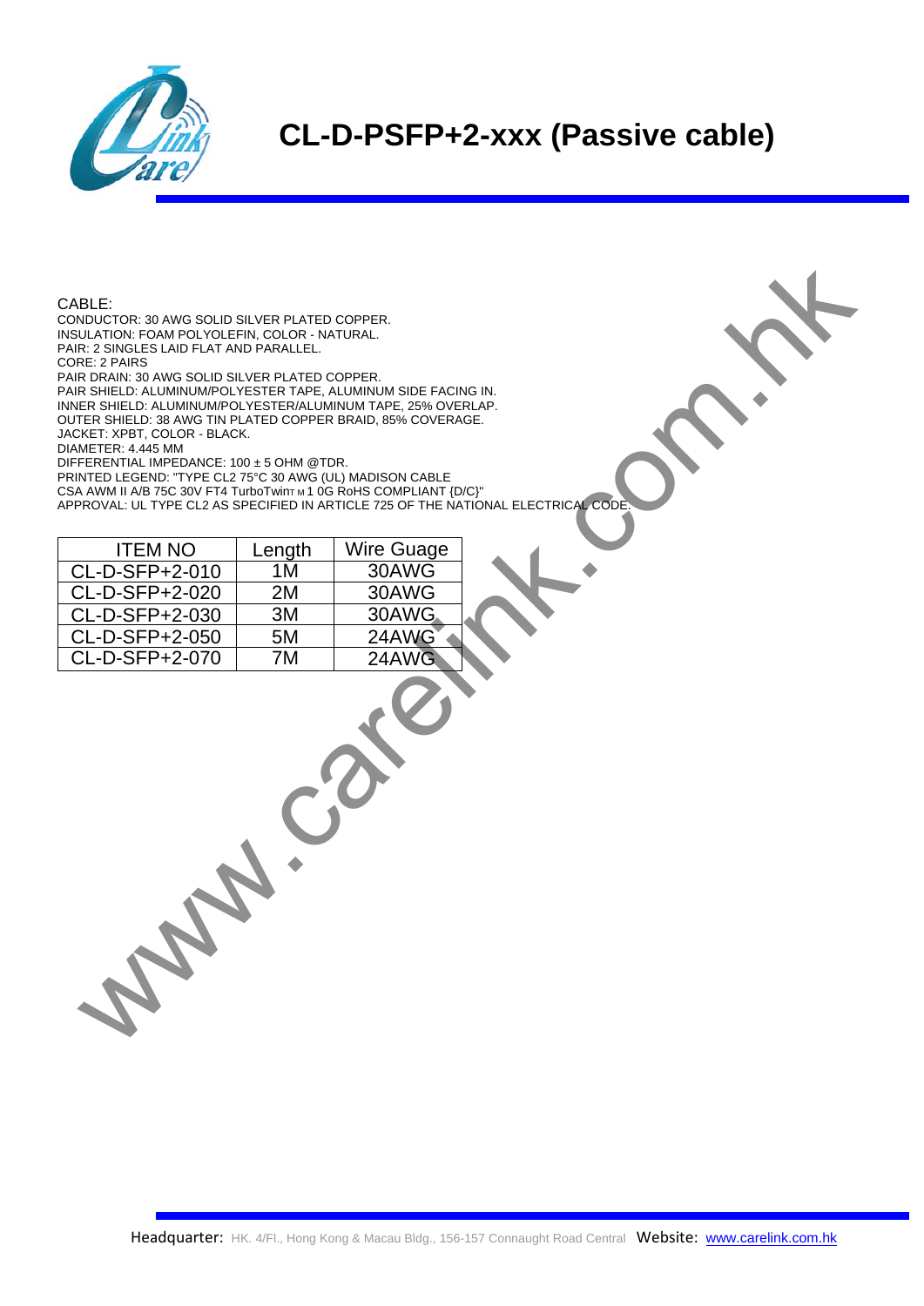# CL-D-PSFP+2-xxx (Passive cable)

CABLE:
CONDUCTOR: 30 AWG SOLID SILVER PLATED COPPER.
INSULATION: FOAM POLYOLEFIN, COLOR - NATURAL.
PAIR: 2 SINGLES LAID FLAT AND PARALLEL.
CORE: 2 PAIRS
PAIR DRAIN: 30 AWG SOLID SILVER PLATED COPPER.
PAIR SHIELD: ALUMINUM/POLYESTER TAPE, ALUMINUM SIDE FACING IN.
INNER SHIELD: ALUMINUM/POLYESTER/ALUMINUM TAPE, 25% OVERLAP.
OUTER SHIELD: 38 AWG TIN PLATED COPPER BRAID, 85% COVERAGE.
JACKET: XPBT, COLOR - BLACK.
DIAMETER: 4.445 MM
DIFFERENTIAL IMPEDANCE: 100 ± 5 OHM @TDR.
PRINTED LEGEND: "TYPE CL2 75°C 30 AWG (UL) MADISON CABLE
CSA AWM II A/B 75C 30V FT4 TurboTwinTM 1 0G RoHS COMPLIANT {D/C}"
APPROVAL: UL TYPE CL2 AS SPECIFIED IN ARTICLE 725 OF THE NATIONAL ELECTRICAL CODE.

| ITEM NO | Length | Wire Guage |
|---|---|---|
| CL-D-SFP+2-010 | 1M | 30AWG |
| CL-D-SFP+2-020 | 2M | 30AWG |
| CL-D-SFP+2-030 | 3M | 30AWG |
| CL-D-SFP+2-050 | 5M | 24AWG |
| CL-D-SFP+2-070 | 7M | 24AWG |

Headquarter: HK. 4/Fl., Hong Kong & Macau Bldg., 156-157 Connaught Road Central Website: www.carelink.com.hk